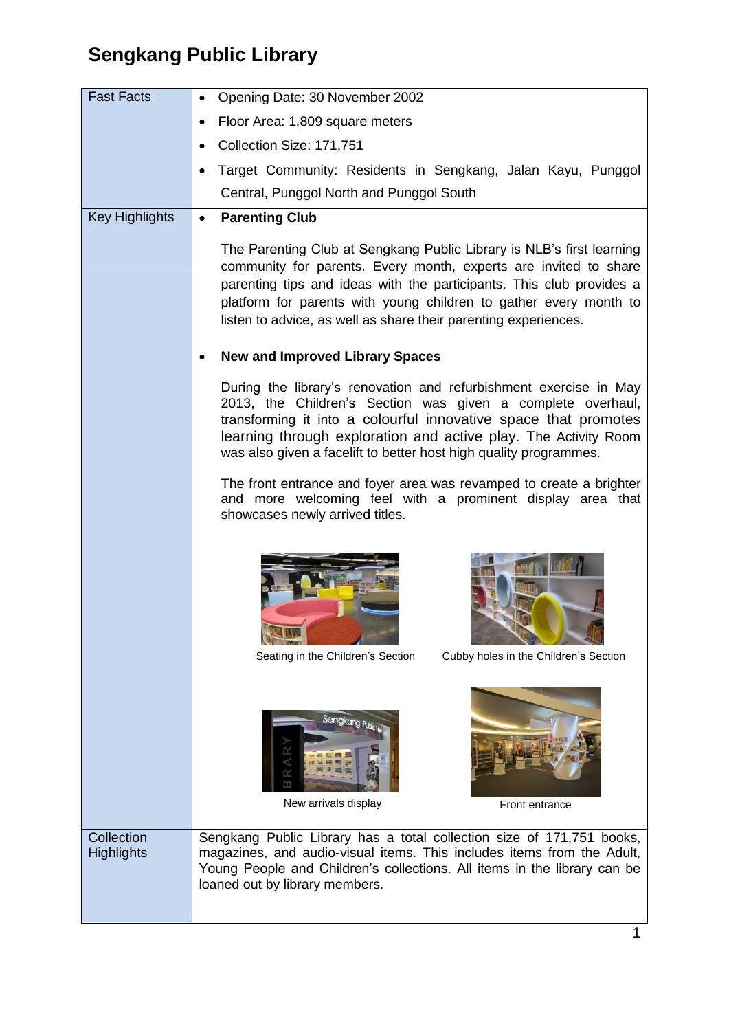# Sengkang Public Library

| | |
|---|---|
| Fast Facts | • Opening Date: 30 November 2002<br>• Floor Area: 1,809 square meters<br>• Collection Size: 171,751<br>• Target Community: Residents in Sengkang, Jalan Kayu, Punggol Central, Punggol North and Punggol South |
| Key Highlights | • **Parenting Club**<br><br>The Parenting Club at Sengkang Public Library is NLB's first learning community for parents. Every month, experts are invited to share parenting tips and ideas with the participants. This club provides a platform for parents with young children to gather every month to listen to advice, as well as share their parenting experiences.<br><br>• **New and Improved Library Spaces**<br><br>During the library's renovation and refurbishment exercise in May 2013, the Children's Section was given a complete overhaul, transforming it into a colourful innovative space that promotes learning through exploration and active play. The Activity Room was also given a facelift to better host high quality programmes.<br><br>The front entrance and foyer area was revamped to create a brighter and more welcoming feel with a prominent display area that showcases newly arrived titles.<br><br>Seating in the Children's Section<br><br>Cubby holes in the Children's Section<br><br>New arrivals display<br><br>Front entrance |
| Collection Highlights | Sengkang Public Library has a total collection size of 171,751 books, magazines, and audio-visual items. This includes items from the Adult, Young People and Children's collections. All items in the library can be loaned out by library members. |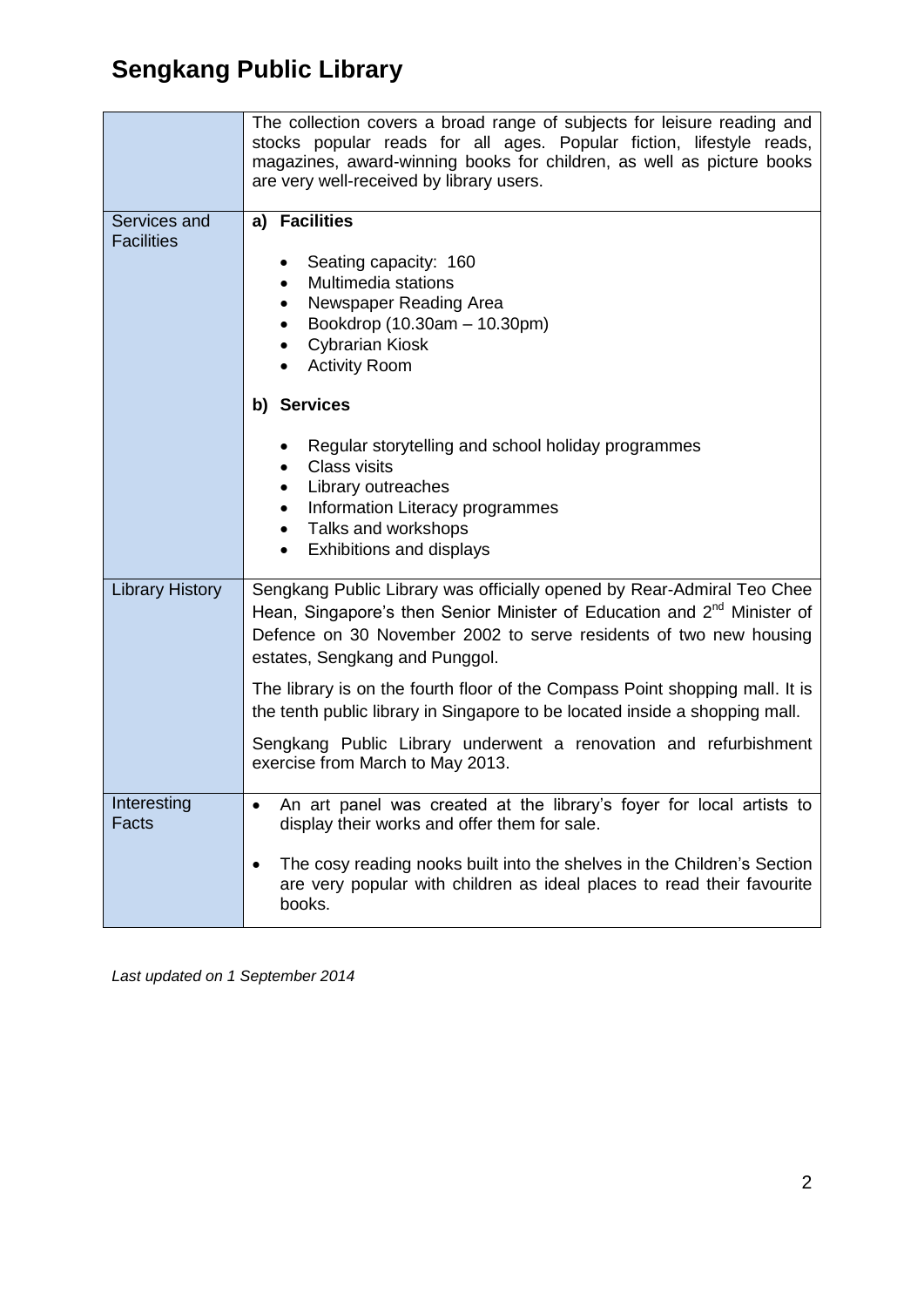# Sengkang Public Library

| | |
|---|---|
| | The collection covers a broad range of subjects for leisure reading and stocks popular reads for all ages. Popular fiction, lifestyle reads, magazines, award-winning books for children, as well as picture books are very well-received by library users. |
| Services and Facilities | **a) Facilities**<br><br>• Seating capacity: 160<br>• Multimedia stations<br>• Newspaper Reading Area<br>• Bookdrop (10.30am – 10.30pm)<br>• Cybrarian Kiosk<br>• Activity Room<br><br>**b) Services**<br><br>• Regular storytelling and school holiday programmes<br>• Class visits<br>• Library outreaches<br>• Information Literacy programmes<br>• Talks and workshops<br>• Exhibitions and displays |
| Library History | Sengkang Public Library was officially opened by Rear-Admiral Teo Chee Hean, Singapore's then Senior Minister of Education and 2nd Minister of Defence on 30 November 2002 to serve residents of two new housing estates, Sengkang and Punggol.<br><br>The library is on the fourth floor of the Compass Point shopping mall. It is the tenth public library in Singapore to be located inside a shopping mall.<br><br>Sengkang Public Library underwent a renovation and refurbishment exercise from March to May 2013. |
| Interesting Facts | • An art panel was created at the library's foyer for local artists to display their works and offer them for sale.<br><br>• The cosy reading nooks built into the shelves in the Children's Section are very popular with children as ideal places to read their favourite books. |

*Last updated on 1 September 2014*